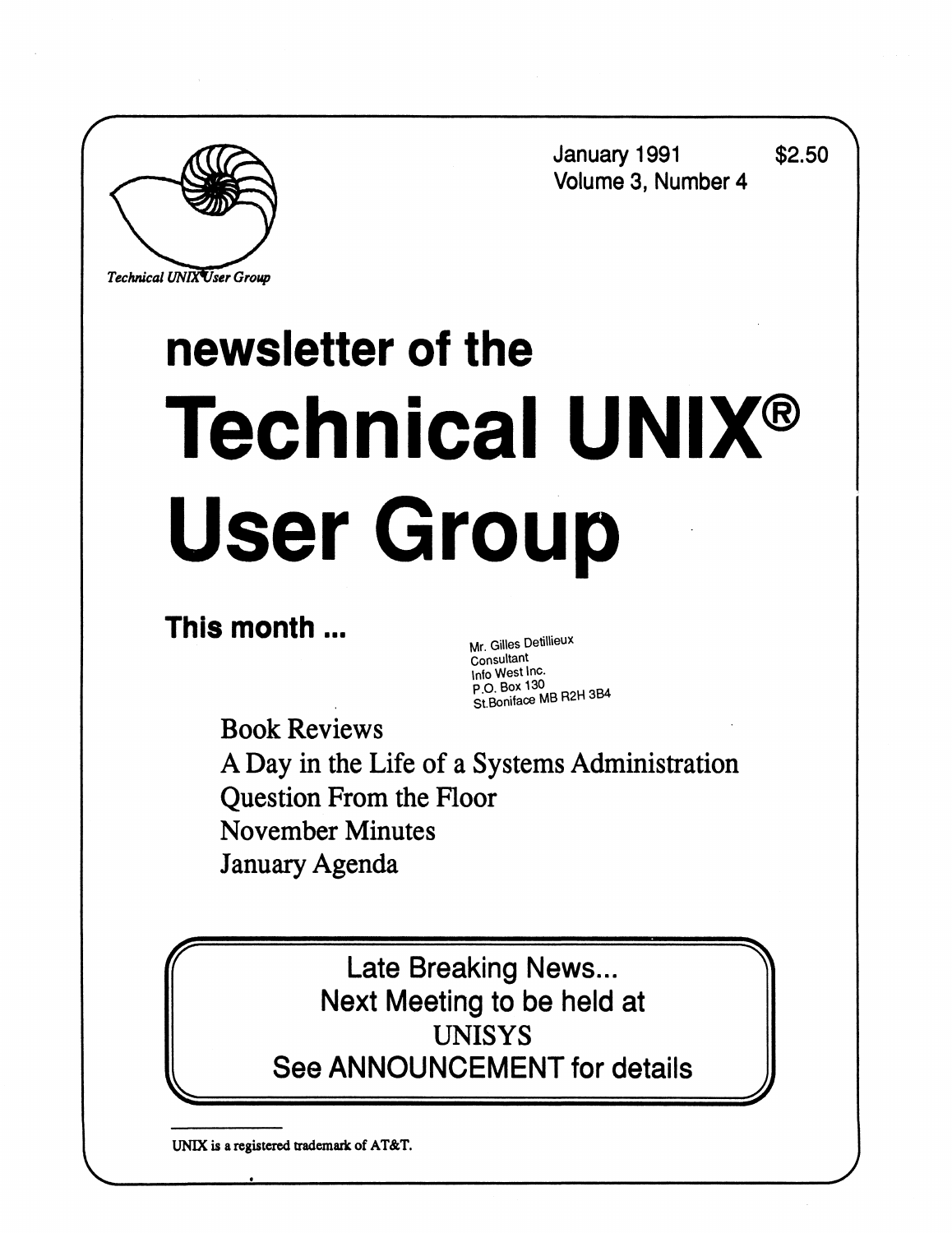Technical UNIX User Group

January 1991 $2.50
Volume 3, Number 4

# newsletter of the

# Technical UNIX® User Group

## This month ...

Mr. Gilles Detillieux
Consultant
Info West Inc.
P.O. Box 130
St.Boniface MB R2H 3B4

- Book Reviews
- A Day in the Life of a Systems Administration
- Question From the Floor
- November Minutes
- January Agenda

**Late Breaking News...**
**Next Meeting to be held at**
**UNISYS**
**See ANNOUNCEMENT for details**

---

UNIX is a registered trademark of AT&T.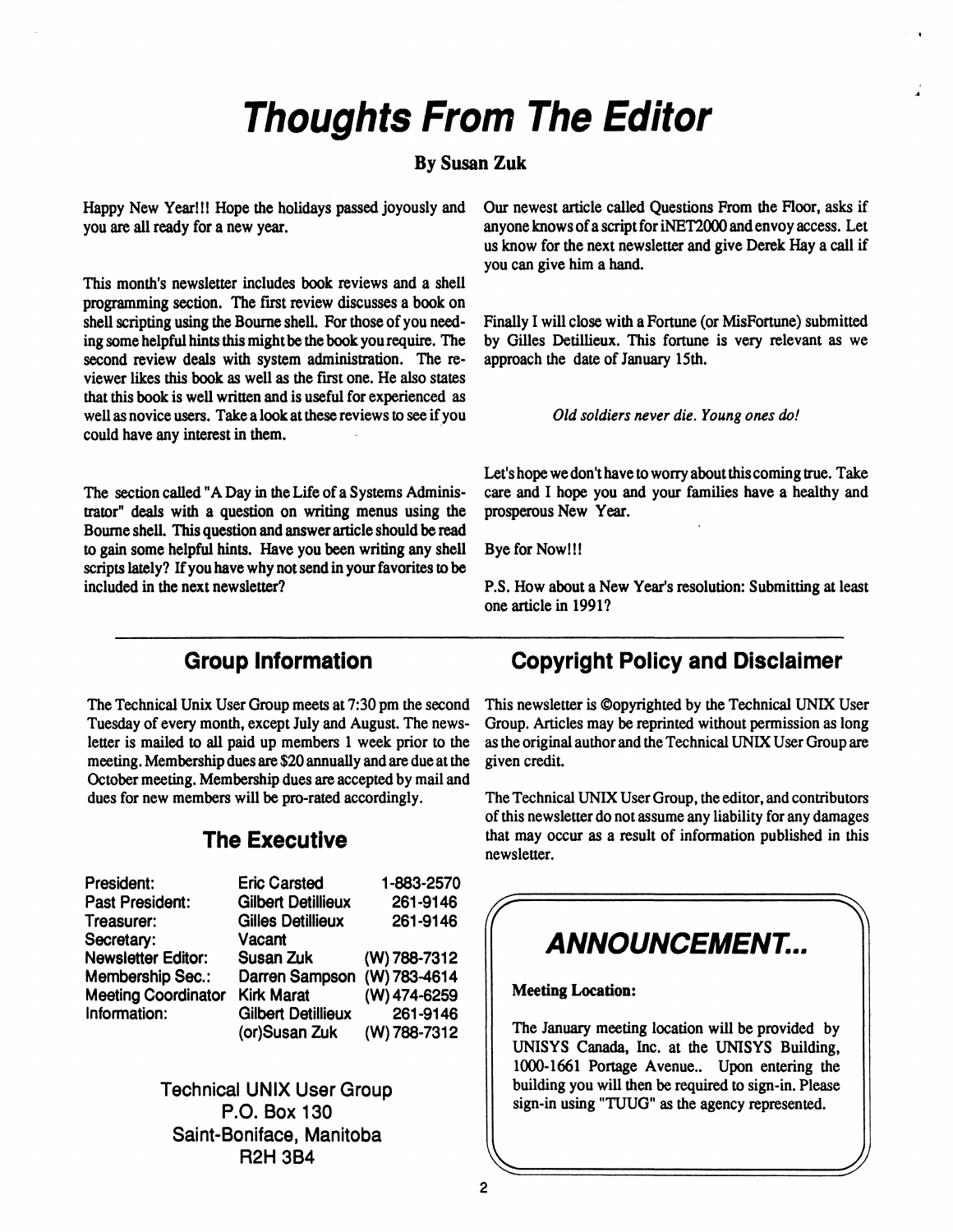# Thoughts From The Editor

**By Susan Zuk**

Happy New Year!!! Hope the holidays passed joyously and you are all ready for a new year.

This month's newsletter includes book reviews and a shell programming section. The first review discusses a book on shell scripting using the Bourne shell. For those of you needing some helpful hints this might be the book you require. The second review deals with system administration. The reviewer likes this book as well as the first one. He also states that this book is well written and is useful for experienced as well as novice users. Take a look at these reviews to see if you could have any interest in them.

The section called "A Day in the Life of a Systems Administrator" deals with a question on writing menus using the Bourne shell. This question and answer article should be read to gain some helpful hints. Have you been writing any shell scripts lately? If you have why not send in your favorites to be included in the next newsletter?

Our newest article called Questions From the Floor, asks if anyone knows of a script for iNET2000 and envoy access. Let us know for the next newsletter and give Derek Hay a call if you can give him a hand.

Finally I will close with a Fortune (or MisFortune) submitted by Gilles Detillieux. This fortune is very relevant as we approach the date of January 15th.

*Old soldiers never die. Young ones do!*

Let's hope we don't have to worry about this coming true. Take care and I hope you and your families have a healthy and prosperous New Year.

Bye for Now!!!

P.S. How about a New Year's resolution: Submitting at least one article in 1991?

## Group Information

The Technical Unix User Group meets at 7:30 pm the second Tuesday of every month, except July and August. The newsletter is mailed to all paid up members 1 week prior to the meeting. Membership dues are $20 annually and are due at the October meeting. Membership dues are accepted by mail and dues for new members will be pro-rated accordingly.

## The Executive

| | | |
|---|---|---|
| President: | Eric Carsted | 1-883-2570 |
| Past President: | Gilbert Detillieux | 261-9146 |
| Treasurer: | Gilles Detillieux | 261-9146 |
| Secretary: | Vacant | |
| Newsletter Editor: | Susan Zuk | (W) 788-7312 |
| Membership Sec.: | Darren Sampson | (W) 783-4614 |
| Meeting Coordinator | Kirk Marat | (W) 474-6259 |
| Information: | Gilbert Detillieux | 261-9146 |
| | (or)Susan Zuk | (W) 788-7312 |

Technical UNIX User Group
P.O. Box 130
Saint-Boniface, Manitoba
R2H 3B4

## Copyright Policy and Disclaimer

This newsletter is ©opyrighted by the Technical UNIX User Group. Articles may be reprinted without permission as long as the original author and the Technical UNIX User Group are given credit.

The Technical UNIX User Group, the editor, and contributors of this newsletter do not assume any liability for any damages that may occur as a result of information published in this newsletter.

## ANNOUNCEMENT...

**Meeting Location:**

The January meeting location will be provided by UNISYS Canada, Inc. at the UNISYS Building, 1000-1661 Portage Avenue.. Upon entering the building you will then be required to sign-in. Please sign-in using "TUUG" as the agency represented.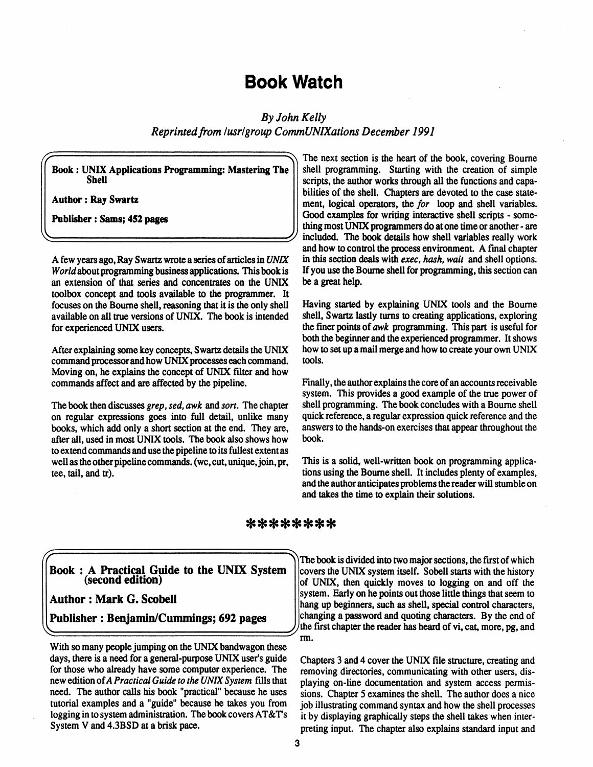# Book Watch

*By John Kelly*
*Reprinted from /usr/group CommUNIXations December 1991*

**Book : UNIX Applications Programming: Mastering The Shell**

**Author : Ray Swartz**

**Publisher : Sams; 452 pages**

A few years ago, Ray Swartz wrote a series of articles in *UNIX World* about programming business applications. This book is an extension of that series and concentrates on the UNIX toolbox concept and tools available to the programmer. It focuses on the Bourne shell, reasoning that it is the only shell available on all true versions of UNIX. The book is intended for experienced UNIX users.

After explaining some key concepts, Swartz details the UNIX command processor and how UNIX processes each command. Moving on, he explains the concept of UNIX filter and how commands affect and are affected by the pipeline.

The book then discusses *grep, sed, awk* and *sort*. The chapter on regular expressions goes into full detail, unlike many books, which add only a short section at the end. They are, after all, used in most UNIX tools. The book also shows how to extend commands and use the pipeline to its fullest extent as well as the other pipeline commands. (wc, cut, unique, join, pr, tee, tail, and tr).

The next section is the heart of the book, covering Bourne shell programming. Starting with the creation of simple scripts, the author works through all the functions and capabilities of the shell. Chapters are devoted to the case statement, logical operators, the *for* loop and shell variables. Good examples for writing interactive shell scripts - something most UNIX programmers do at one time or another - are included. The book details how shell variables really work and how to control the process environment. A final chapter in this section deals with *exec, hash, wait* and shell options. If you use the Bourne shell for programming, this section can be a great help.

Having started by explaining UNIX tools and the Bourne shell, Swartz lastly turns to creating applications, exploring the finer points of *awk* programming. This part is useful for both the beginner and the experienced programmer. It shows how to set up a mail merge and how to create your own UNIX tools.

Finally, the author explains the core of an accounts receivable system. This provides a good example of the true power of shell programming. The book concludes with a Bourne shell quick reference, a regular expression quick reference and the answers to the hands-on exercises that appear throughout the book.

This is a solid, well-written book on programming applications using the Bourne shell. It includes plenty of examples, and the author anticipates problems the reader will stumble on and takes the time to explain their solutions.

********

**Book : A Practical Guide to the UNIX System (second edition)**

**Author : Mark G. Scobell**

**Publisher : Benjamin/Cummings; 692 pages**

With so many people jumping on the UNIX bandwagon these days, there is a need for a general-purpose UNIX user's guide for those who already have some computer experience. The new edition of *A Practical Guide to the UNIX System* fills that need. The author calls his book "practical" because he uses tutorial examples and a "guide" because he takes you from logging in to system administration. The book covers AT&T's System V and 4.3BSD at a brisk pace.

The book is divided into two major sections, the first of which covers the UNIX system itself. Sobell starts with the history of UNIX, then quickly moves to logging on and off the system. Early on he points out those little things that seem to hang up beginners, such as shell, special control characters, changing a password and quoting characters. By the end of the first chapter the reader has heard of vi, cat, more, pg, and rm.

Chapters 3 and 4 cover the UNIX file structure, creating and removing directories, communicating with other users, displaying on-line documentation and system access permissions. Chapter 5 examines the shell. The author does a nice job illustrating command syntax and how the shell processes it by displaying graphically steps the shell takes when interpreting input. The chapter also explains standard input and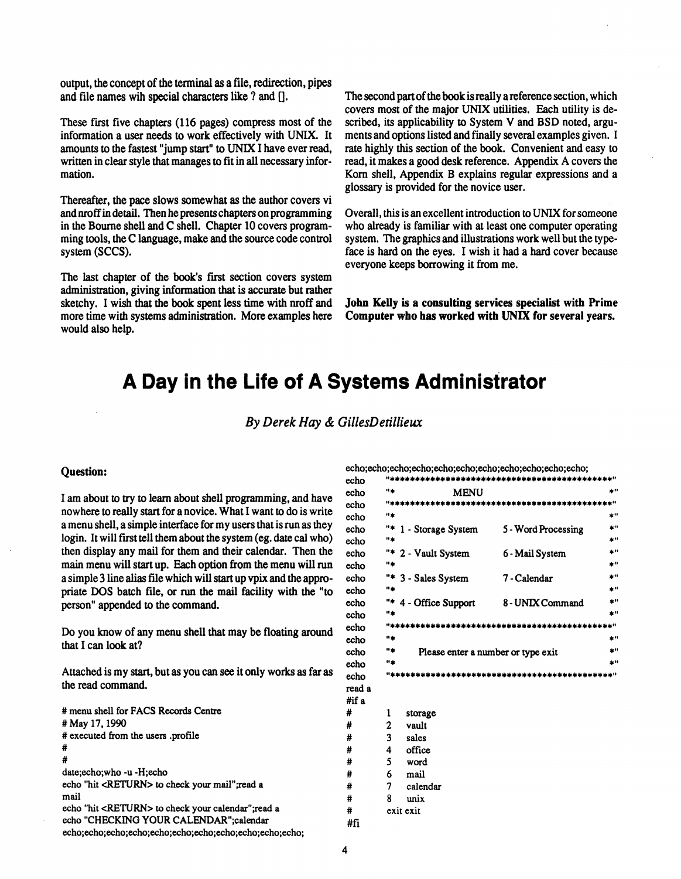output, the concept of the terminal as a file, redirection, pipes and file names wih special characters like ? and [].

These first five chapters (116 pages) compress most of the information a user needs to work effectively with UNIX. It amounts to the fastest "jump start" to UNIX I have ever read, written in clear style that manages to fit in all necessary information.

Thereafter, the pace slows somewhat as the author covers vi and nroff in detail. Then he presents chapters on programming in the Bourne shell and C shell. Chapter 10 covers programming tools, the C language, make and the source code control system (SCCS).

The last chapter of the book's first section covers system administration, giving information that is accurate but rather sketchy. I wish that the book spent less time with nroff and more time with systems administration. More examples here would also help.

The second part of the book is really a reference section, which covers most of the major UNIX utilities. Each utility is described, its applicability to System V and BSD noted, arguments and options listed and finally several examples given. I rate highly this section of the book. Convenient and easy to read, it makes a good desk reference. Appendix A covers the Korn shell, Appendix B explains regular expressions and a glossary is provided for the novice user.

Overall, this is an excellent introduction to UNIX for someone who already is familiar with at least one computer operating system. The graphics and illustrations work well but the typeface is hard on the eyes. I wish it had a hard cover because everyone keeps borrowing it from me.

**John Kelly is a consulting services specialist with Prime Computer who has worked with UNIX for several years.**

# A Day in the Life of A Systems Administrator

*By Derek Hay & GillesDetillieux*

**Question:**

I am about to try to learn about shell programming, and have nowhere to really start for a novice. What I want to do is write a menu shell, a simple interface for my users that is run as they login. It will first tell them about the system (eg. date cal who) then display any mail for them and their calendar. Then the main menu will start up. Each option from the menu will run a simple 3 line alias file which will start up vpix and the appropriate DOS batch file, or run the mail facility with the "to person" appended to the command.

Do you know of any menu shell that may be floating around that I can look at?

Attached is my start, but as you can see it only works as far as the read command.

```
# menu shell for FACS Records Centre
# May 17, 1990
# executed from the users .profile
#
#
date;echo;who -u -H;echo
echo "hit <RETURN> to check your mail";read a
mail
echo "hit <RETURN> to check your calendar";read a
echo "CHECKING YOUR CALENDAR";calendar
echo;echo;echo;echo;echo;echo;echo;echo;echo;echo;echo;
echo;echo;echo;echo;echo;echo;echo;echo;echo;echo;echo;
echo    "*******************************************"
echo    "*              MENU                       *"
echo    "*******************************************"
echo    "*                                         *"
echo    "* 1 - Storage System    5 - Word Processing *"
echo    "*                                         *"
echo    "* 2 - Vault System      6 - Mail System    *"
echo    "*                                         *"
echo    "* 3 - Sales System      7 - Calendar       *"
echo    "*                                         *"
echo    "* 4 - Office Support    8 - UNIX Command   *"
echo    "*                                         *"
echo    "*******************************************"
echo    "*                                         *"
echo    "*   Please enter a number or type exit    *"
echo    "*                                         *"
echo    "*******************************************"
read a
#if a
#       1    storage
#       2    vault
#       3    sales
#       4    office
#       5    word
#       6    mail
#       7    calendar
#       8    unix
#       exit exit
#fi
```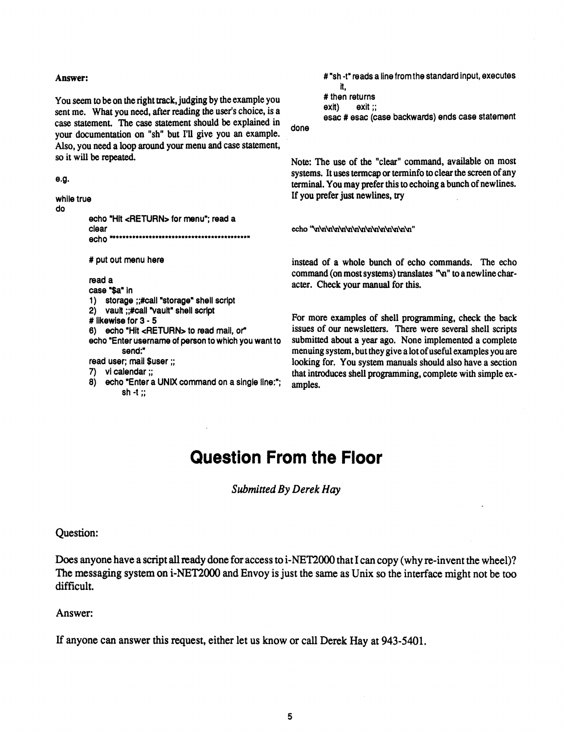**Answer:**

You seem to be on the right track, judging by the example you sent me. What you need, after reading the user's choice, is a case statement. The case statement should be explained in your documentation on "sh" but I'll give you an example. Also, you need a loop around your menu and case statement, so it will be repeated.

e.g.

```
while true
do
        echo "Hit <RETURN> for menu"; read a
        clear
        echo "******************************************"

        # put out menu here

        read a
        case "$a" in
        1)  storage ;;#call "storage" shell script
        2)  vault ;;#call "vault" shell script
        # likewise for 3 - 5
        6)  echo "Hit <RETURN> to read mail, or"
        echo "Enter username of person to which you want to
                send:"
        read user; mail $user ;;
        7)  vi calendar ;;
        8)  echo "Enter a UNIX command on a single line:";
                sh -t ;;
                # "sh -t" reads a line from the standard input, executes
                    it,
                # then returns
                exit)   exit ;;
                esac # esac (case backwards) ends case statement
done
```

Note: The use of the "clear" command, available on most systems. It uses termcap or terminfo to clear the screen of any terminal. You may prefer this to echoing a bunch of newlines. If you prefer just newlines, try

```
echo "\n\n\n\n\n\n\n\n\n\n\n\n\n\n\n"
```

instead of a whole bunch of echo commands. The echo command (on most systems) translates "\n" to a newline character. Check your manual for this.

For more examples of shell programming, check the back issues of our newsletters. There were several shell scripts submitted about a year ago. None implemented a complete menuing system, but they give a lot of useful examples you are looking for. You system manuals should also have a section that introduces shell programming, complete with simple examples.

# Question From the Floor

*Submitted By Derek Hay*

Question:

Does anyone have a script all ready done for access to i-NET2000 that I can copy (why re-invent the wheel)? The messaging system on i-NET2000 and Envoy is just the same as Unix so the interface might not be too difficult.

Answer:

If anyone can answer this request, either let us know or call Derek Hay at 943-5401.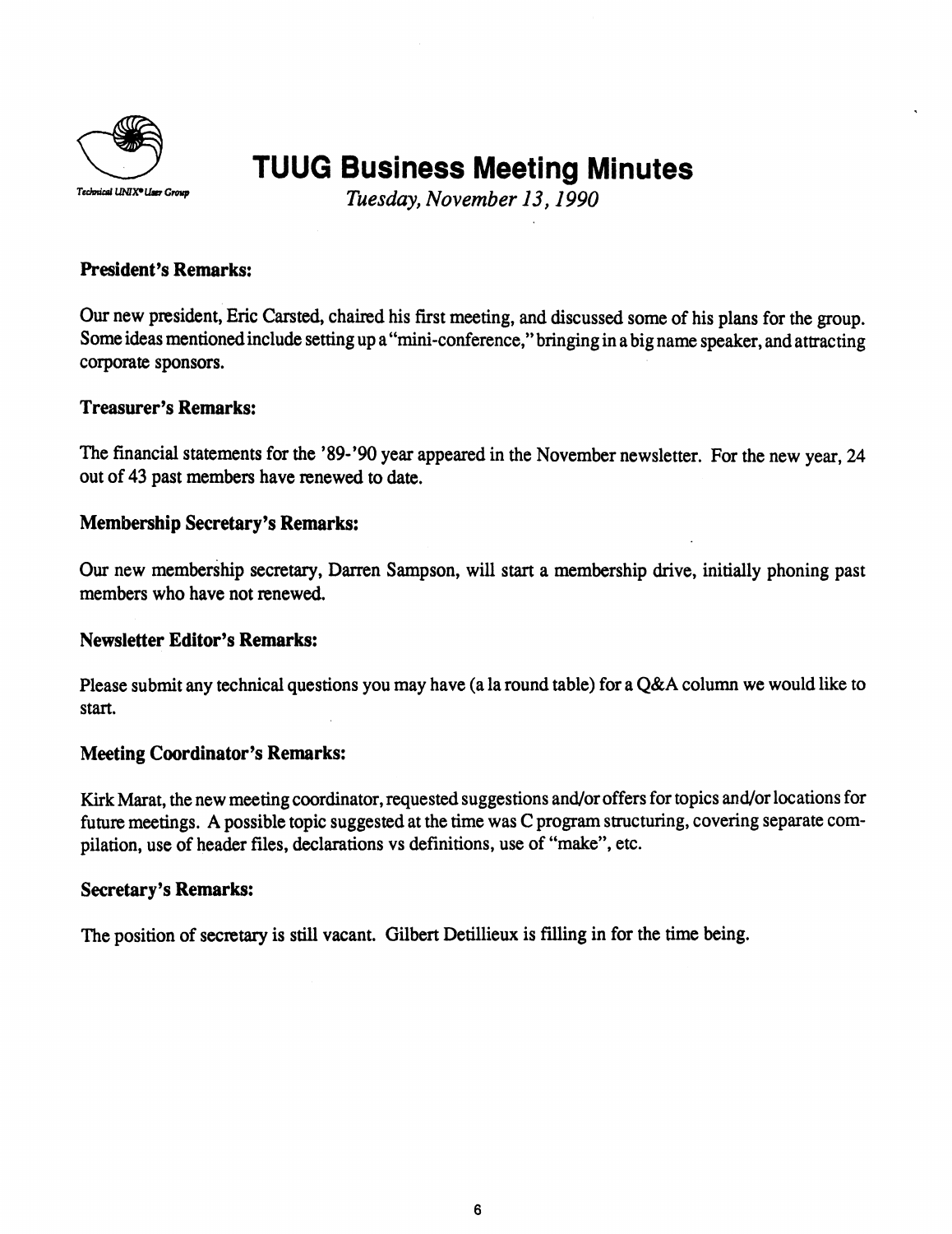Technical UNIX® User Group

# TUUG Business Meeting Minutes

*Tuesday, November 13, 1990*

### President's Remarks:

Our new president, Eric Carsted, chaired his first meeting, and discussed some of his plans for the group. Some ideas mentioned include setting up a "mini-conference," bringing in a big name speaker, and attracting corporate sponsors.

### Treasurer's Remarks:

The financial statements for the '89-'90 year appeared in the November newsletter. For the new year, 24 out of 43 past members have renewed to date.

### Membership Secretary's Remarks:

Our new membership secretary, Darren Sampson, will start a membership drive, initially phoning past members who have not renewed.

### Newsletter Editor's Remarks:

Please submit any technical questions you may have (a la round table) for a Q&A column we would like to start.

### Meeting Coordinator's Remarks:

Kirk Marat, the new meeting coordinator, requested suggestions and/or offers for topics and/or locations for future meetings. A possible topic suggested at the time was C program structuring, covering separate compilation, use of header files, declarations vs definitions, use of "make", etc.

### Secretary's Remarks:

The position of secretary is still vacant. Gilbert Detillieux is filling in for the time being.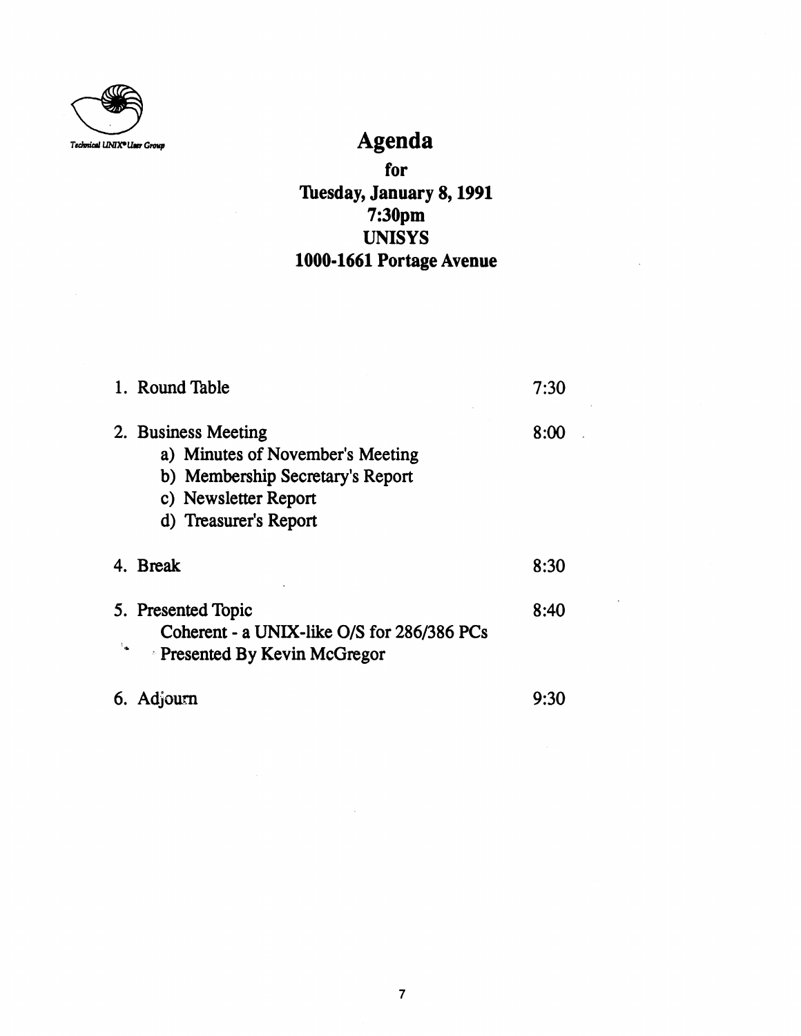Technical UNIX® User Group

# Agenda

## for

## Tuesday, January 8, 1991
## 7:30pm
## UNISYS
## 1000-1661 Portage Avenue

| | |
|---|---|
| 1. Round Table | 7:30 |
| 2. Business Meeting<br>a) Minutes of November's Meeting<br>b) Membership Secretary's Report<br>c) Newsletter Report<br>d) Treasurer's Report | 8:00 |
| 4. Break | 8:30 |
| 5. Presented Topic<br>Coherent - a UNIX-like O/S for 286/386 PCs<br>Presented By Kevin McGregor | 8:40 |
| 6. Adjourn | 9:30 |